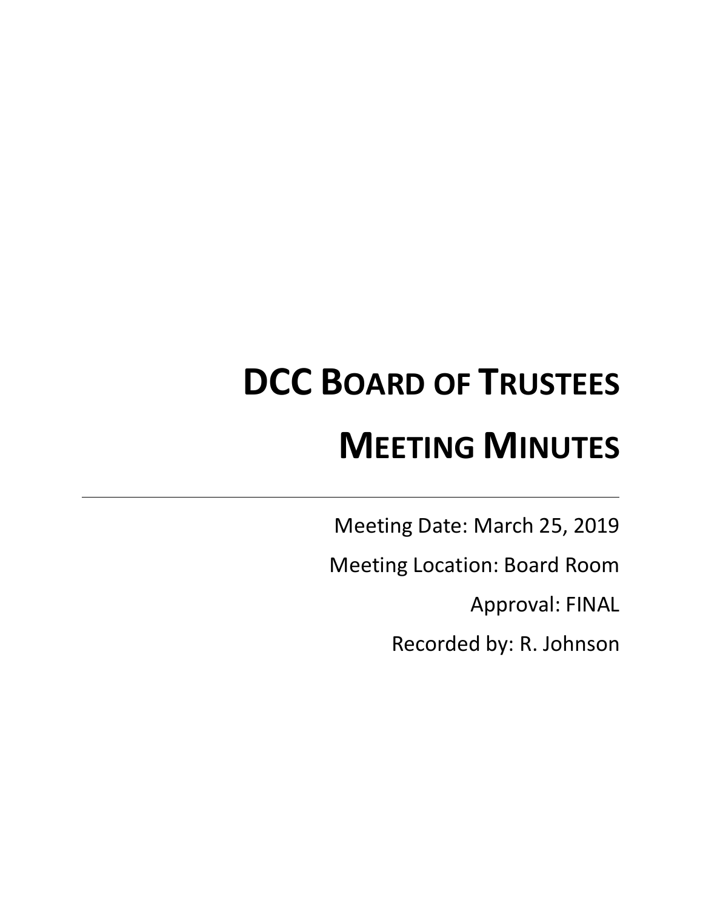# DCC Board of Trustees

# Meeting Minutes

---

Meeting Date: March 25, 2019

Meeting Location: Board Room

Approval: FINAL

Recorded by: R. Johnson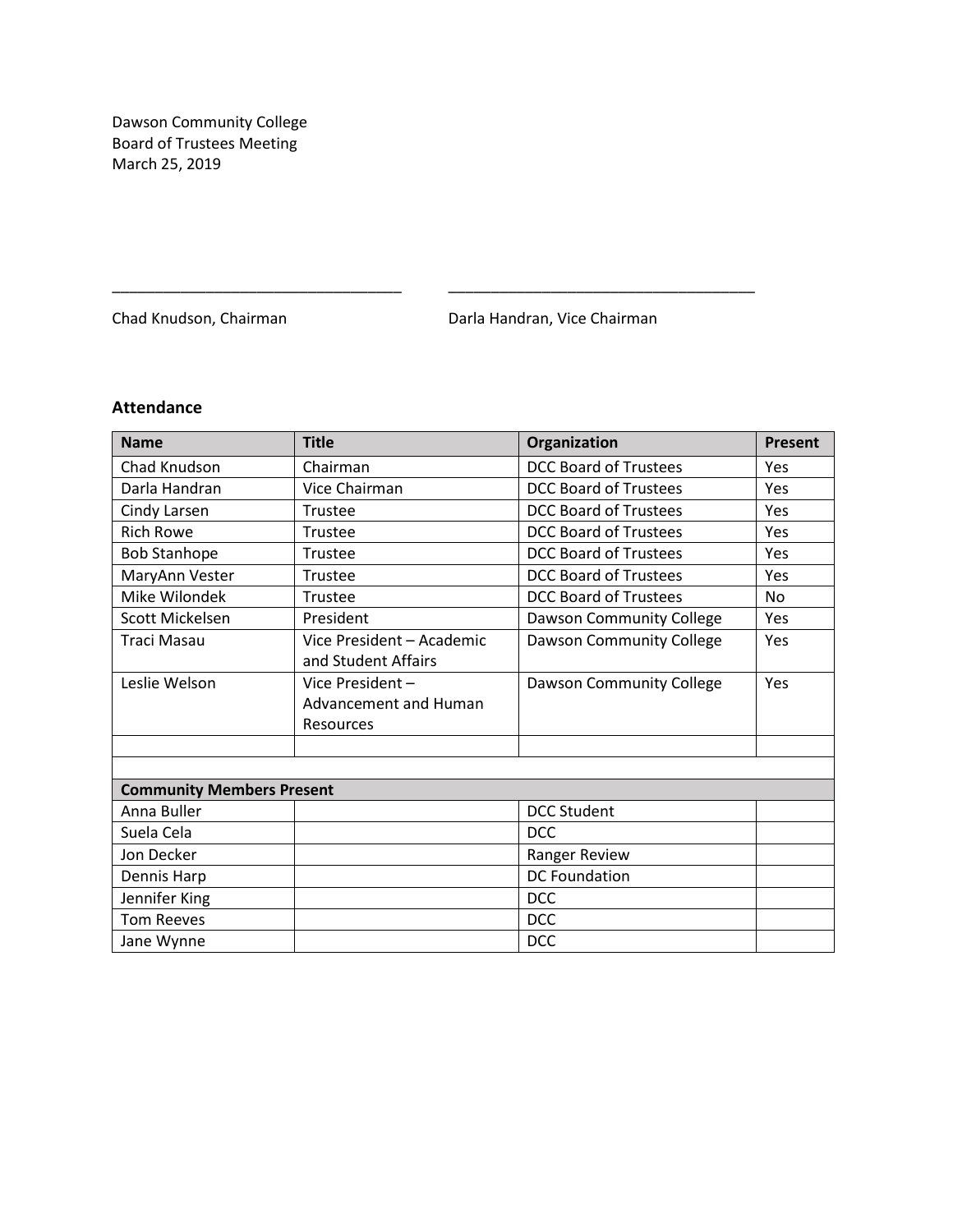Dawson Community College
Board of Trustees Meeting
March 25, 2019

\_\_\_\_\_\_\_\_\_\_\_\_\_\_\_\_\_\_\_\_\_\_\_\_\_\_\_\_\_\_\_\_\_\_ \_\_\_\_\_\_\_\_\_\_\_\_\_\_\_\_\_\_\_\_\_\_\_\_\_\_\_\_\_\_\_\_\_\_\_\_\_

Chad Knudson, Chairman Darla Handran, Vice Chairman

### Attendance

| Name | Title | Organization | Present |
|---|---|---|---|
| Chad Knudson | Chairman | DCC Board of Trustees | Yes |
| Darla Handran | Vice Chairman | DCC Board of Trustees | Yes |
| Cindy Larsen | Trustee | DCC Board of Trustees | Yes |
| Rich Rowe | Trustee | DCC Board of Trustees | Yes |
| Bob Stanhope | Trustee | DCC Board of Trustees | Yes |
| MaryAnn Vester | Trustee | DCC Board of Trustees | Yes |
| Mike Wilondek | Trustee | DCC Board of Trustees | No |
| Scott Mickelsen | President | Dawson Community College | Yes |
| Traci Masau | Vice President – Academic and Student Affairs | Dawson Community College | Yes |
| Leslie Welson | Vice President – Advancement and Human Resources | Dawson Community College | Yes |
| | | | |
| | | | |
| **Community Members Present** | | | |
| Anna Buller | | DCC Student | |
| Suela Cela | | DCC | |
| Jon Decker | | Ranger Review | |
| Dennis Harp | | DC Foundation | |
| Jennifer King | | DCC | |
| Tom Reeves | | DCC | |
| Jane Wynne | | DCC | |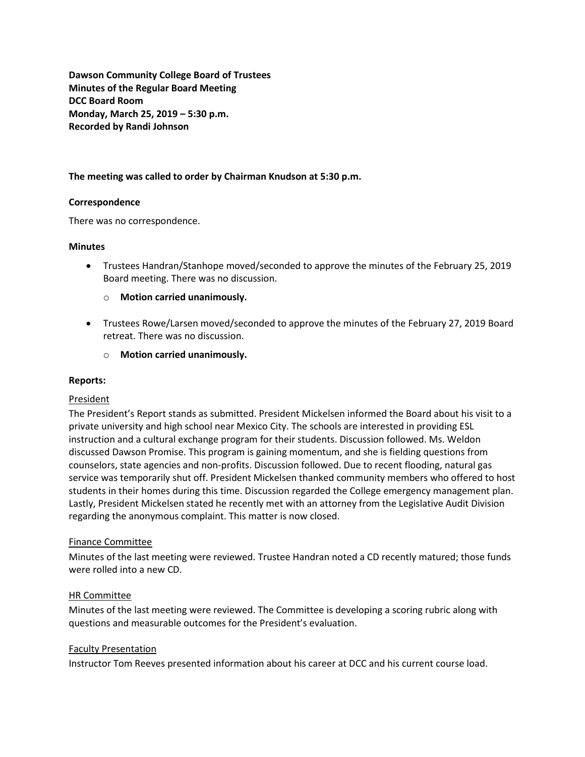**Dawson Community College Board of Trustees**
**Minutes of the Regular Board Meeting**
**DCC Board Room**
**Monday, March 25, 2019 – 5:30 p.m.**
**Recorded by Randi Johnson**

**The meeting was called to order by Chairman Knudson at 5:30 p.m.**

**Correspondence**

There was no correspondence.

**Minutes**

- Trustees Handran/Stanhope moved/seconded to approve the minutes of the February 25, 2019 Board meeting. There was no discussion.
  - **Motion carried unanimously.**
- Trustees Rowe/Larsen moved/seconded to approve the minutes of the February 27, 2019 Board retreat. There was no discussion.
  - **Motion carried unanimously.**

**Reports:**

<u>President</u>

The President's Report stands as submitted. President Mickelsen informed the Board about his visit to a private university and high school near Mexico City. The schools are interested in providing ESL instruction and a cultural exchange program for their students. Discussion followed. Ms. Weldon discussed Dawson Promise. This program is gaining momentum, and she is fielding questions from counselors, state agencies and non-profits. Discussion followed. Due to recent flooding, natural gas service was temporarily shut off. President Mickelsen thanked community members who offered to host students in their homes during this time. Discussion regarded the College emergency management plan. Lastly, President Mickelsen stated he recently met with an attorney from the Legislative Audit Division regarding the anonymous complaint. This matter is now closed.

<u>Finance Committee</u>

Minutes of the last meeting were reviewed. Trustee Handran noted a CD recently matured; those funds were rolled into a new CD.

<u>HR Committee</u>

Minutes of the last meeting were reviewed. The Committee is developing a scoring rubric along with questions and measurable outcomes for the President's evaluation.

<u>Faculty Presentation</u>

Instructor Tom Reeves presented information about his career at DCC and his current course load.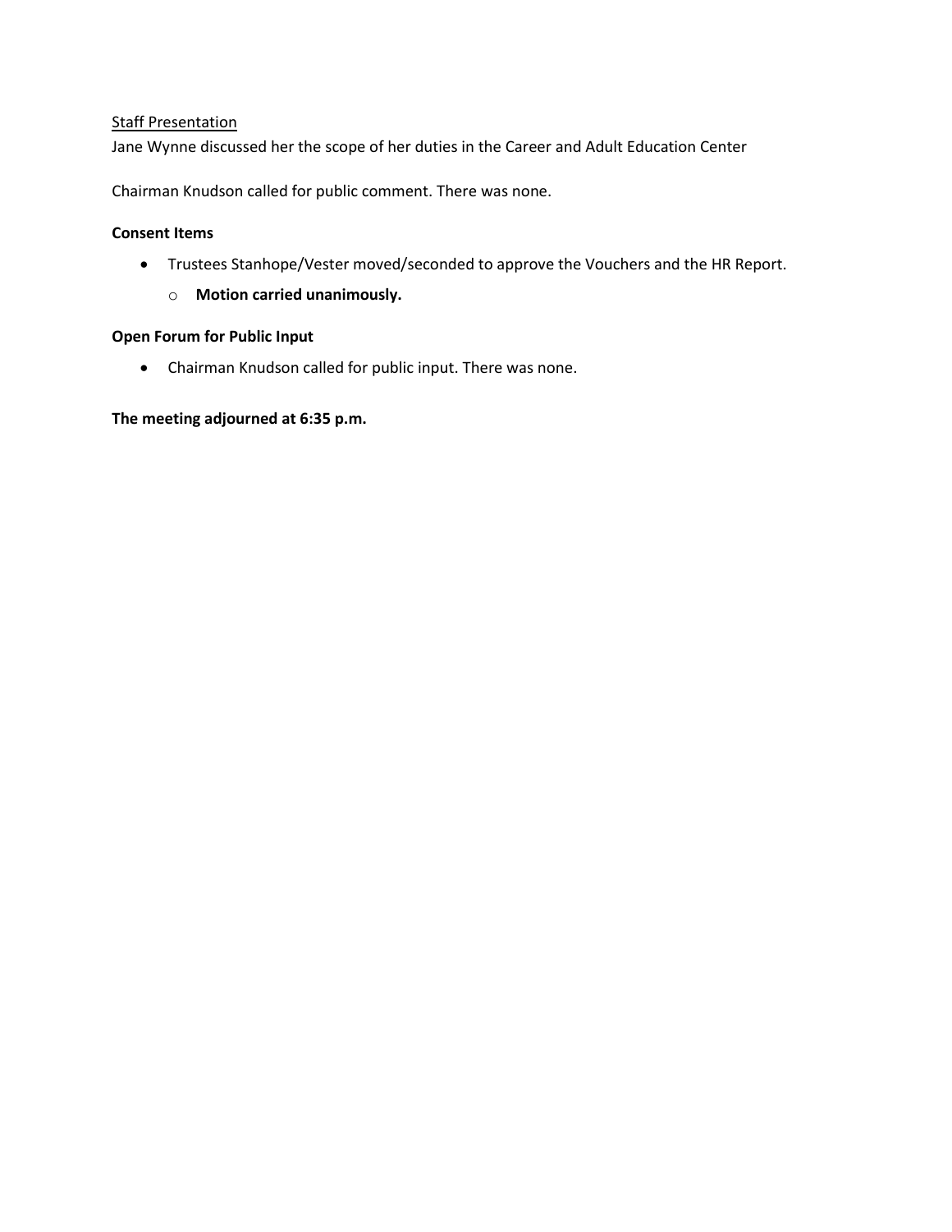<u>Staff Presentation</u>
Jane Wynne discussed her the scope of her duties in the Career and Adult Education Center

Chairman Knudson called for public comment. There was none.

**Consent Items**

- Trustees Stanhope/Vester moved/seconded to approve the Vouchers and the HR Report.
  - **Motion carried unanimously.**

**Open Forum for Public Input**

- Chairman Knudson called for public input. There was none.

**The meeting adjourned at 6:35 p.m.**